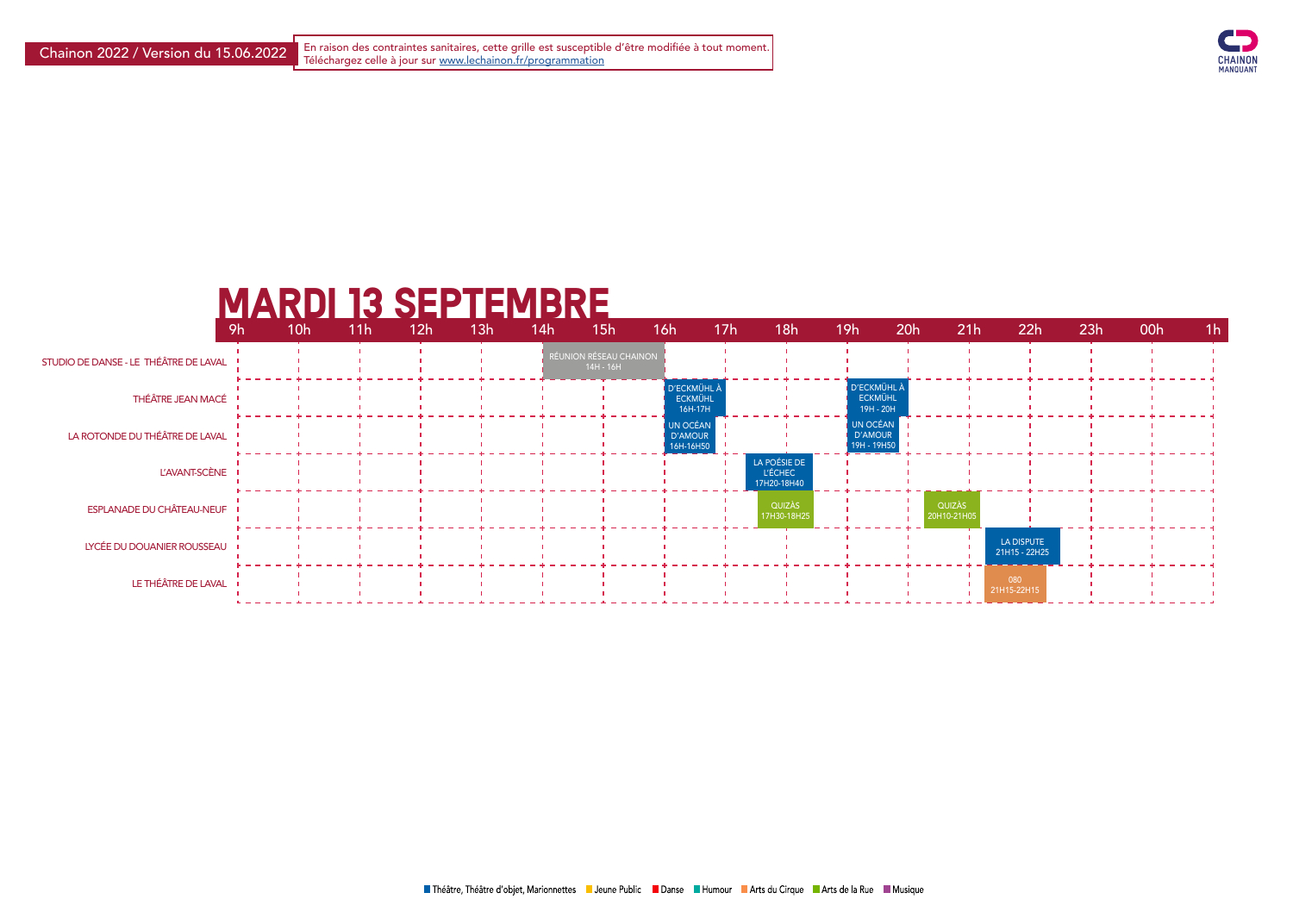Chainon 2022 / Version du 15.06.2022

En raison des contraintes sanitaires, cette grille est susceptible d'être modifiée à tout moment.
Téléchargez celle à jour sur www.lechainon.fr/programmation

CHAINON MANQUANT

# MARDI 13 SEPTEMBRE

| Lieu | 9h | 10h | 11h | 12h | 13h | 14h | 15h | 16h | 17h | 18h | 19h | 20h | 21h | 22h | 23h | 00h | 1h |
|---|---|---|---|---|---|---|---|---|---|---|---|---|---|---|---|---|---|
| STUDIO DE DANSE - LE THÉÂTRE DE LAVAL | | | | | | RÉUNION RÉSEAU CHAINON 14H - 16H | | | | | | | | | | | |
| THÉÂTRE JEAN MACÉ | | | | | | | | D'ECKMÜHL À ECKMÜHL 16H-17H | | | D'ECKMÜHL À ECKMÜHL 19H - 20H | | | | | | |
| LA ROTONDE DU THÉÂTRE DE LAVAL | | | | | | | | UN OCÉAN D'AMOUR 16H-16H50 | | | UN OCÉAN D'AMOUR 19H - 19H50 | | | | | | |
| L'AVANT-SCÈNE | | | | | | | | | LA POÉSIE DE L'ÉCHEC 17H20-18H40 | | | | | | | | |
| ESPLANADE DU CHÂTEAU-NEUF | | | | | | | | | QUIZÀS 17H30-18H25 | | | QUIZÀS 20H10-21H05 | | | | | |
| LYCÉE DU DOUANIER ROUSSEAU | | | | | | | | | | | | | LA DISPUTE 21H15 - 22H25 | | | | |
| LE THÉÂTRE DE LAVAL | | | | | | | | | | | | | 080 21H15-22H15 | | | | |

Théâtre, Théâtre d'objet, Marionnettes · Jeune Public · Danse · Humour · Arts du Cirque · Arts de la Rue · Musique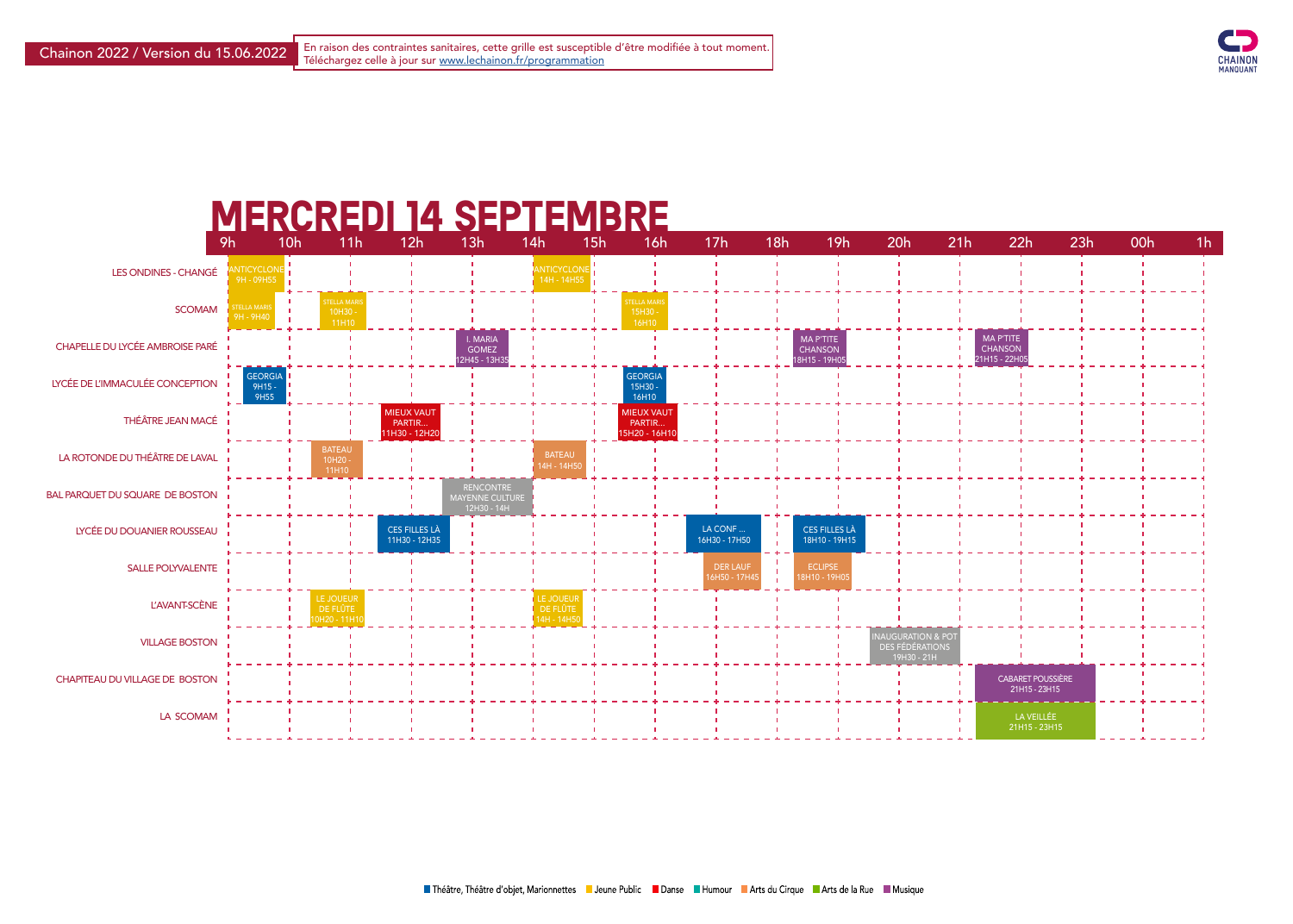Chainon 2022 / Version du 15.06.2022

En raison des contraintes sanitaires, cette grille est susceptible d'être modifiée à tout moment.
Téléchargez celle à jour sur www.lechainon.fr/programmation

# MERCREDI 14 SEPTEMBRE

| Lieu | Spectacles |
|---|---|
| LES ONDINES - CHANGÉ | ANTICYCLONE 9H - 09H55 ; ANTICYCLONE 14H - 14H55 |
| SCOMAM | STELLA MARIS 9H - 9H40 ; STELLA MARIS 10H30 - 11H10 ; STELLA MARIS 15H30 - 16H10 |
| CHAPELLE DU LYCÉE AMBROISE PARÉ | I. MARIA GOMEZ 12H45 - 13H35 ; MA P'TITE CHANSON 18H15 - 19H05 ; MA P'TITE CHANSON 21H15 - 22H05 |
| LYCÉE DE L'IMMACULÉE CONCEPTION | GEORGIA 9H15 - 9H55 ; GEORGIA 15H30 - 16H10 |
| THÉÂTRE JEAN MACÉ | MIEUX VAUT PARTIR... 11H30 - 12H20 ; MIEUX VAUT PARTIR... 15H20 - 16H10 |
| LA ROTONDE DU THÉÂTRE DE LAVAL | BATEAU 10H20 - 11H10 ; BATEAU 14H - 14H50 |
| BAL PARQUET DU SQUARE DE BOSTON | RENCONTRE MAYENNE CULTURE 12H30 - 14H |
| LYCÉE DU DOUANIER ROUSSEAU | CES FILLES LÀ 11H30 - 12H35 ; LA CONF ... 16H30 - 17H50 ; CES FILLES LÀ 18H10 - 19H15 |
| SALLE POLYVALENTE | DER LAUF 16H50 - 17H45 ; ECLIPSE 18H10 - 19H05 |
| L'AVANT-SCÈNE | LE JOUEUR DE FLÛTE 10H20 - 11H10 ; LE JOUEUR DE FLÛTE 14H - 14H50 |
| VILLAGE BOSTON | INAUGURATION & POT DES FÉDÉRATIONS 19H30 - 21H |
| CHAPITEAU DU VILLAGE DE BOSTON | CABARET POUSSIÈRE 21H15 - 23H15 |
| LA SCOMAM | LA VEILLÉE 21H15 - 23H15 |

Théâtre, Théâtre d'objet, Marionnettes · Jeune Public · Danse · Humour · Arts du Cirque · Arts de la Rue · Musique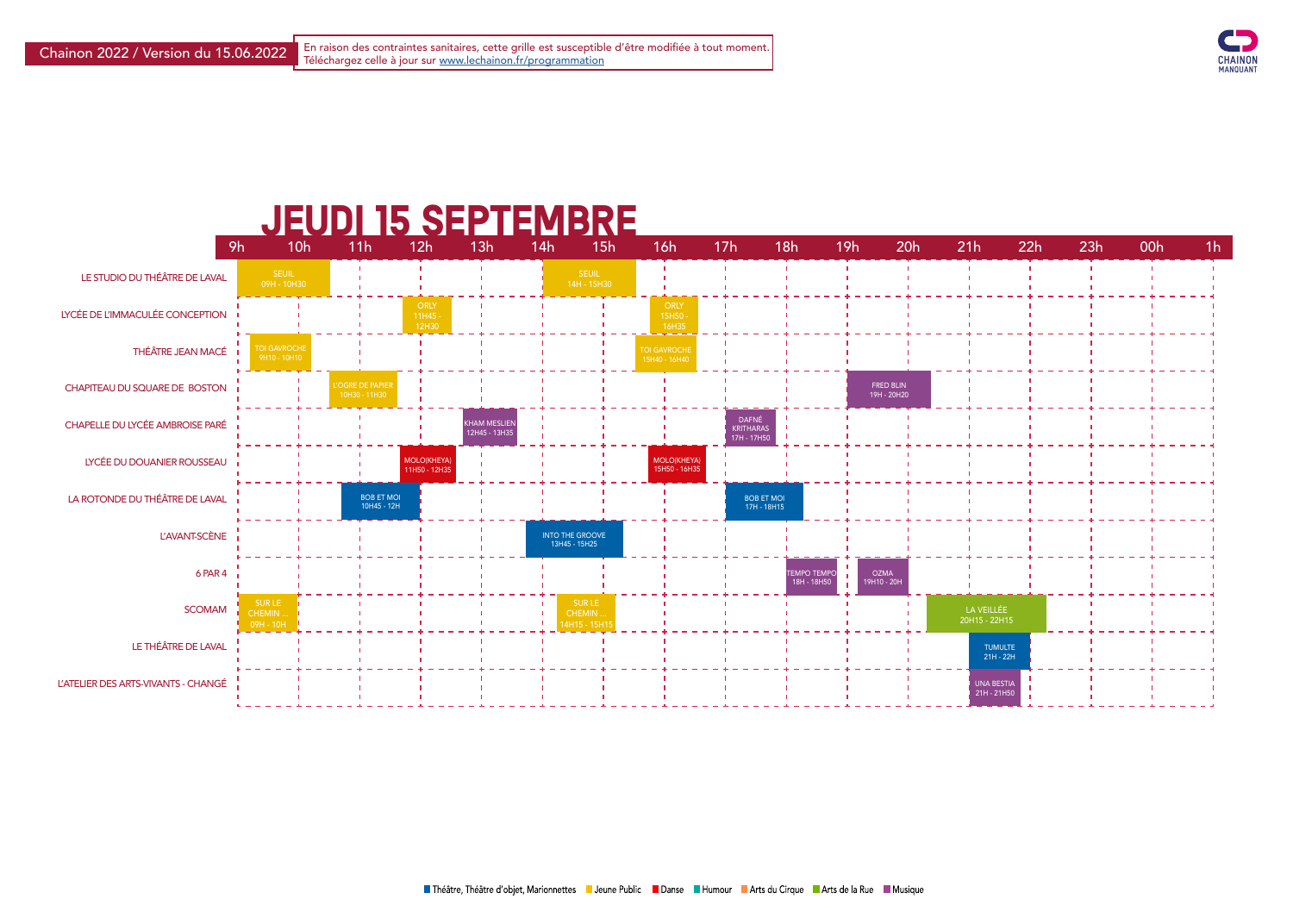Chainon 2022 / Version du 15.06.2022

En raison des contraintes sanitaires, cette grille est susceptible d'être modifiée à tout moment. Téléchargez celle à jour sur www.lechainon.fr/programmation

CHAINON MANQUANT

# JEUDI 15 SEPTEMBRE

| Lieu | Spectacles |
|---|---|
| LE STUDIO DU THÉÂTRE DE LAVAL | SEUIL 09H - 10H30 ; SEUIL 14H - 15H30 |
| LYCÉE DE L'IMMACULÉE CONCEPTION | ORLY 11H45 - 12H30 ; ORLY 15H50 - 16H35 |
| THÉÂTRE JEAN MACÉ | TOI GAVROCHE 9H10 - 10H10 ; TOI GAVROCHE 15H40 - 16H40 |
| CHAPITEAU DU SQUARE DE BOSTON | L'OGRE DE PAPIER 10H30 - 11H30 ; FRED BLIN 19H - 20H20 |
| CHAPELLE DU LYCÉE AMBROISE PARÉ | KHAM MESLIEN 12H45 - 13H35 ; DAFNÉ KRITHARAS 17H - 17H50 |
| LYCÉE DU DOUANIER ROUSSEAU | MOLO(KHEYA) 11H50 - 12H35 ; MOLO(KHEYA) 15H50 - 16H35 |
| LA ROTONDE DU THÉÂTRE DE LAVAL | BOB ET MOI 10H45 - 12H ; BOB ET MOI 17H - 18H15 |
| L'AVANT-SCÈNE | INTO THE GROOVE 13H45 - 15H25 |
| 6 PAR 4 | TEMPO TEMPO 18H - 18H50 ; OZMA 19H10 - 20H |
| SCOMAM | SUR LE CHEMIN ... 09H - 10H ; SUR LE CHEMIN ... 14H15 - 15H15 ; LA VEILLÉE 20H15 - 22H15 |
| LE THÉÂTRE DE LAVAL | TUMULTE 21H - 22H |
| L'ATELIER DES ARTS-VIVANTS - CHANGÉ | UNA BESTIA 21H - 21H50 |

Théâtre, Théâtre d'objet, Marionnettes · Jeune Public · Danse · Humour · Arts du Cirque · Arts de la Rue · Musique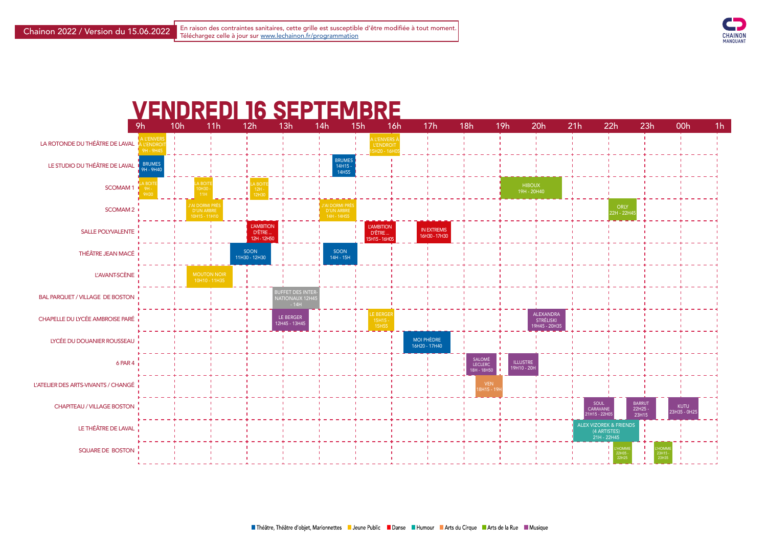Chainon 2022 / Version du 15.06.2022

En raison des contraintes sanitaires, cette grille est susceptible d'être modifiée à tout moment. Téléchargez celle à jour sur www.lechainon.fr/programmation

CHAINON MANQUANT

# VENDREDI 16 SEPTEMBRE

| Lieu | Spectacles |
|---|---|
| LA ROTONDE DU THÉÂTRE DE LAVAL | A L'ENVERS A L'ENDROIT 9H - 9H45 ; A L'ENVERS A L'ENDROIT 15H20 - 16H05 |
| LE STUDIO DU THÉÂTRE DE LAVAL | BRUMES 9H - 9H40 ; BRUMES 14H15 - 14H55 |
| SCOMAM 1 | LA BOITE 9H - 9H30 ; LA BOITE 10H30 - 11H ; LA BOITE 12H - 12H30 ; HIBOUX 19H - 20H40 |
| SCOMAM 2 | J'AI DORMI PRÈS D'UN ARBRE 10H15 - 11H10 ; J'AI DORMI PRÈS D'UN ARBRE 14H - 14H55 ; ORLY 22H - 22H45 |
| SALLE POLYVALENTE | L'AMBITION D'ÊTRE… 12H - 12H50 ; L'AMBITION D'ÊTRE… 15H15 - 16H05 ; IN EXTREMIS 16H30 - 17H30 |
| THÉÂTRE JEAN MACÉ | SOON 11H30 - 12H30 ; SOON 14H - 15H |
| L'AVANT-SCÈNE | MOUTON NOIR 10H10 - 11H35 |
| BAL PARQUET / VILLAGE DE BOSTON | BUFFET DES INTERNATIONAUX 12H45 - 14H |
| CHAPELLE DU LYCÉE AMBROISE PARÉ | LE BERGER 12H45 - 13H45 ; LE BERGER 15H15 - 15H55 ; ALEXANDRA STRÉLISKI 19H45 - 20H35 |
| LYCÉE DU DOUANIER ROUSSEAU | MOI PHÈDRE 16H20 - 17H40 |
| 6 PAR 4 | SALOMÉ LECLERC 18H - 18H50 ; ILLUSTRE 19H10 - 20H |
| L'ATELIER DES ARTS-VIVANTS / CHANGÉ | VEN 18H15 - 19H |
| CHAPITEAU / VILLAGE BOSTON | SOUL CARAVANE 21H15 - 22H05 ; BARRUT 22H25 - 23H15 ; KUTU 23H35 - 0H25 |
| LE THÉÂTRE DE LAVAL | ALEX VIZOREK & FRIENDS (4 ARTISTES) 21H - 22H45 |
| SQUARE DE BOSTON | L'HOMME 22H05 - 22H25 ; L'HOMME 23H15 - 23H35 |

Théâtre, Théâtre d'objet, Marionnettes · Jeune Public · Danse · Humour · Arts du Cirque · Arts de la Rue · Musique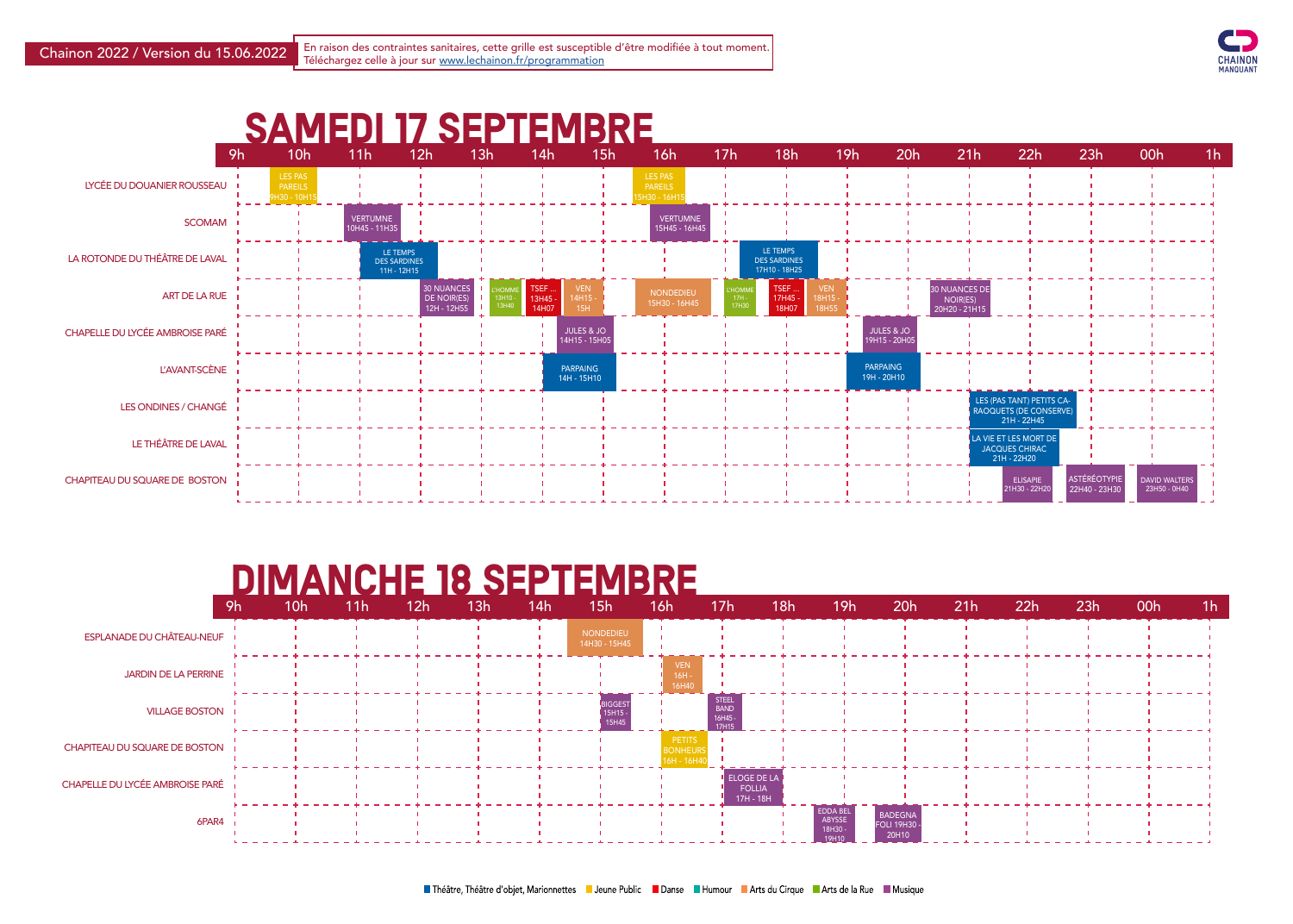Chainon 2022 / Version du 15.06.2022

En raison des contraintes sanitaires, cette grille est susceptible d'être modifiée à tout moment.
Téléchargez celle à jour sur www.lechainon.fr/programmation

CHAINON MANQUANT

# SAMEDI 17 SEPTEMBRE

9h 10h 11h 12h 13h 14h 15h 16h 17h 18h 19h 20h 21h 22h 23h 00h 1h

LYCÉE DU DOUANIER ROUSSEAU
LES PAS PAREILS 9H30 - 10H15
LES PAS PAREILS 15H30 - 16H15

SCOMAM
VERTUMNE 10H45 - 11H35
VERTUMNE 15H45 - 16H45

LA ROTONDE DU THÉÂTRE DE LAVAL
LE TEMPS DES SARDINES 11H - 12H15
LE TEMPS DES SARDINES 17H10 - 18H25

ART DE LA RUE
30 NUANCES DE NOIR(ES) 12H - 12H55
L'HOMME 13H10 - 13H40
TSEF ... 13H45 - 14H07
VEN 14H15 - 15H
NONDEDIEU 15H30 - 16H45
L'HOMME 17H - 17H30
TSEF ... 17H45 - 18H07
VEN 18H15 - 18H55
30 NUANCES DE NOIR(ES) 20H20 - 21H15

CHAPELLE DU LYCÉE AMBROISE PARÉ
JULES & JO 14H15 - 15H05
JULES & JO 19H15 - 20H05

L'AVANT-SCÈNE
PARPAING 14H - 15H10
PARPAING 19H - 20H10

LES ONDINES / CHANGÉ
LES (PAS TANT) PETITS CARAOQUETS (DE CONSERVE) 21H - 22H45

LE THÉÂTRE DE LAVAL
LA VIE ET LES MORT DE JACQUES CHIRAC 21H - 22H20

CHAPITEAU DU SQUARE DE BOSTON
ELISAPIE 21H30 - 22H20
ASTÉRÉOTYPIE 22H40 - 23H30
DAVID WALTERS 23H50 - 0H40

# DIMANCHE 18 SEPTEMBRE

9h 10h 11h 12h 13h 14h 15h 16h 17h 18h 19h 20h 21h 22h 23h 00h 1h

ESPLANADE DU CHÂTEAU-NEUF
NONDEDIEU 14H30 - 15H45

JARDIN DE LA PERRINE
VEN 16H - 16H40

VILLAGE BOSTON
BIGGEST 15H15 - 15H45
STEEL BAND 16H45 - 17H15

CHAPITEAU DU SQUARE DE BOSTON
PETITS BONHEURS 16H - 16H40

CHAPELLE DU LYCÉE AMBROISE PARÉ
ELOGE DE LA FOLLIA 17H - 18H

6PAR4
EDDA BEL ABYSSE 18H30 - 19H10
BADEGNA FOLI 19H30 - 20H10

Théâtre, Théâtre d'objet, Marionnettes · Jeune Public · Danse · Humour · Arts du Cirque · Arts de la Rue · Musique